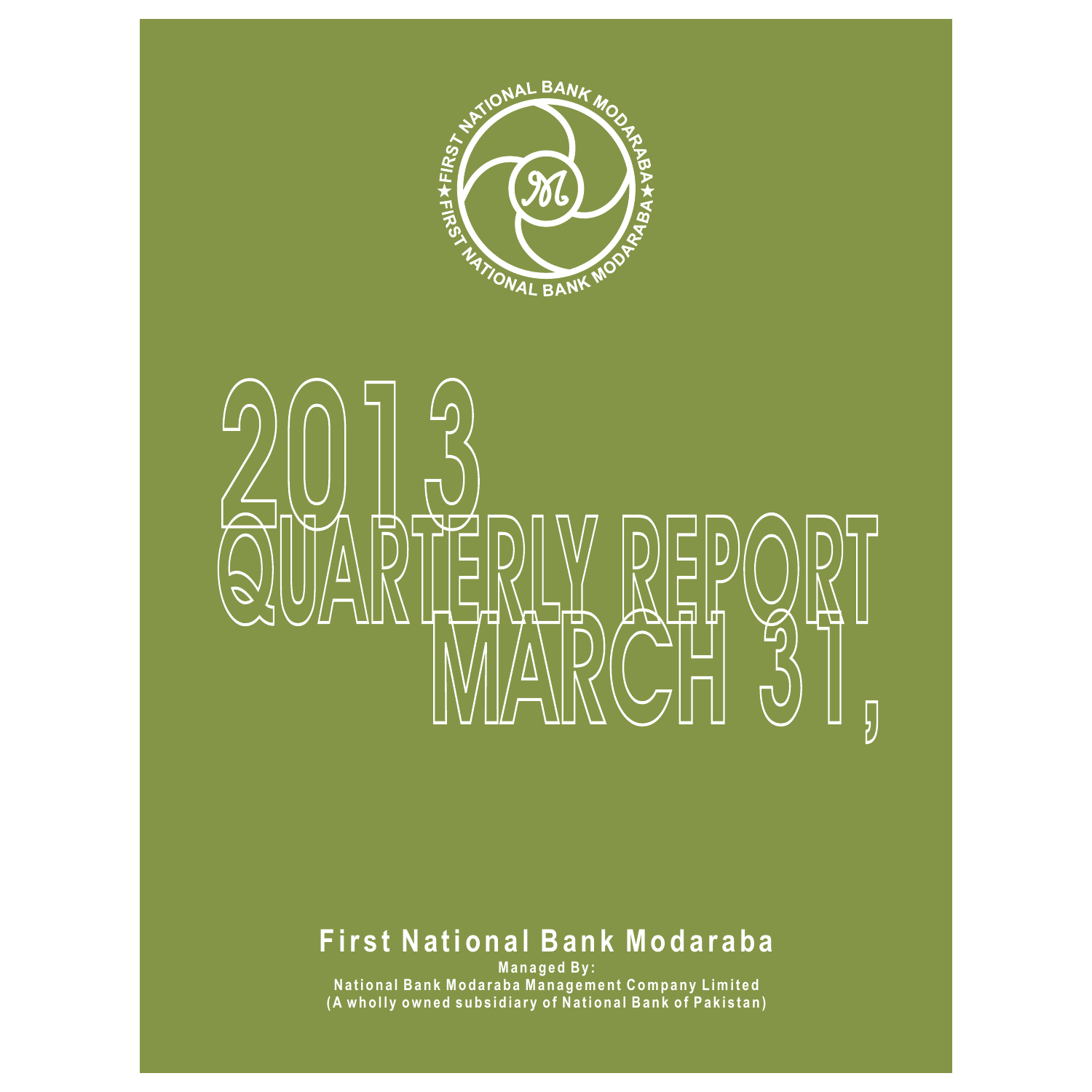# 2013 QUARTERLY REPORT MARCH 31,

## First National Bank Modaraba

**Managed By:**

**National Bank Modaraba Management Company Limited**

**(A wholly owned subsidiary of National Bank of Pakistan)**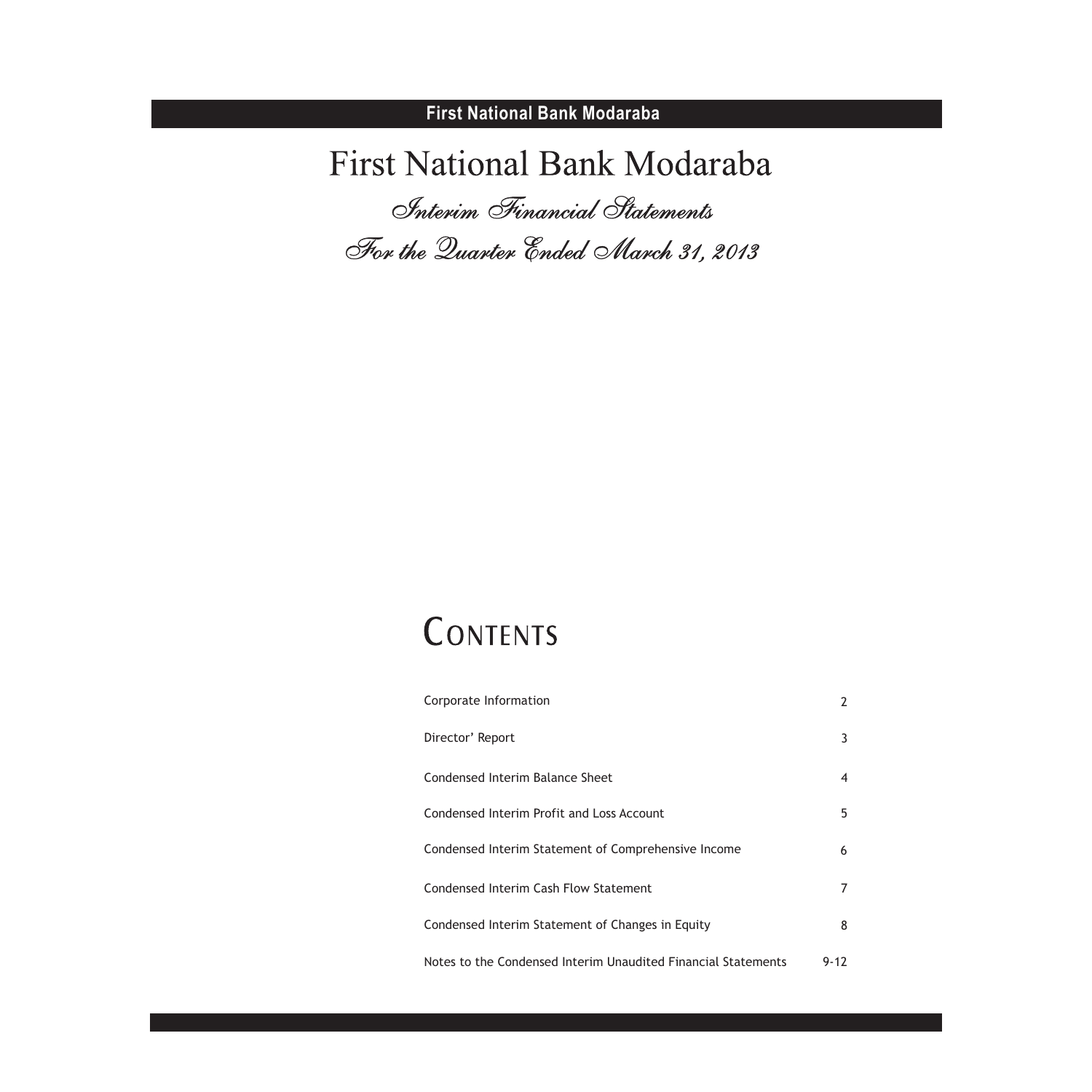# First National Bank Modaraba

*Interim Financial Statements*

*For the Quarter Ended March 31, 2013*

## CONTENTS

| | |
|---|---|
| Corporate Information | 2 |
| Director' Report | 3 |
| Condensed Interim Balance Sheet | 4 |
| Condensed Interim Profit and Loss Account | 5 |
| Condensed Interim Statement of Comprehensive Income | 6 |
| Condensed Interim Cash Flow Statement | 7 |
| Condensed Interim Statement of Changes in Equity | 8 |
| Notes to the Condensed Interim Unaudited Financial Statements | 9-12 |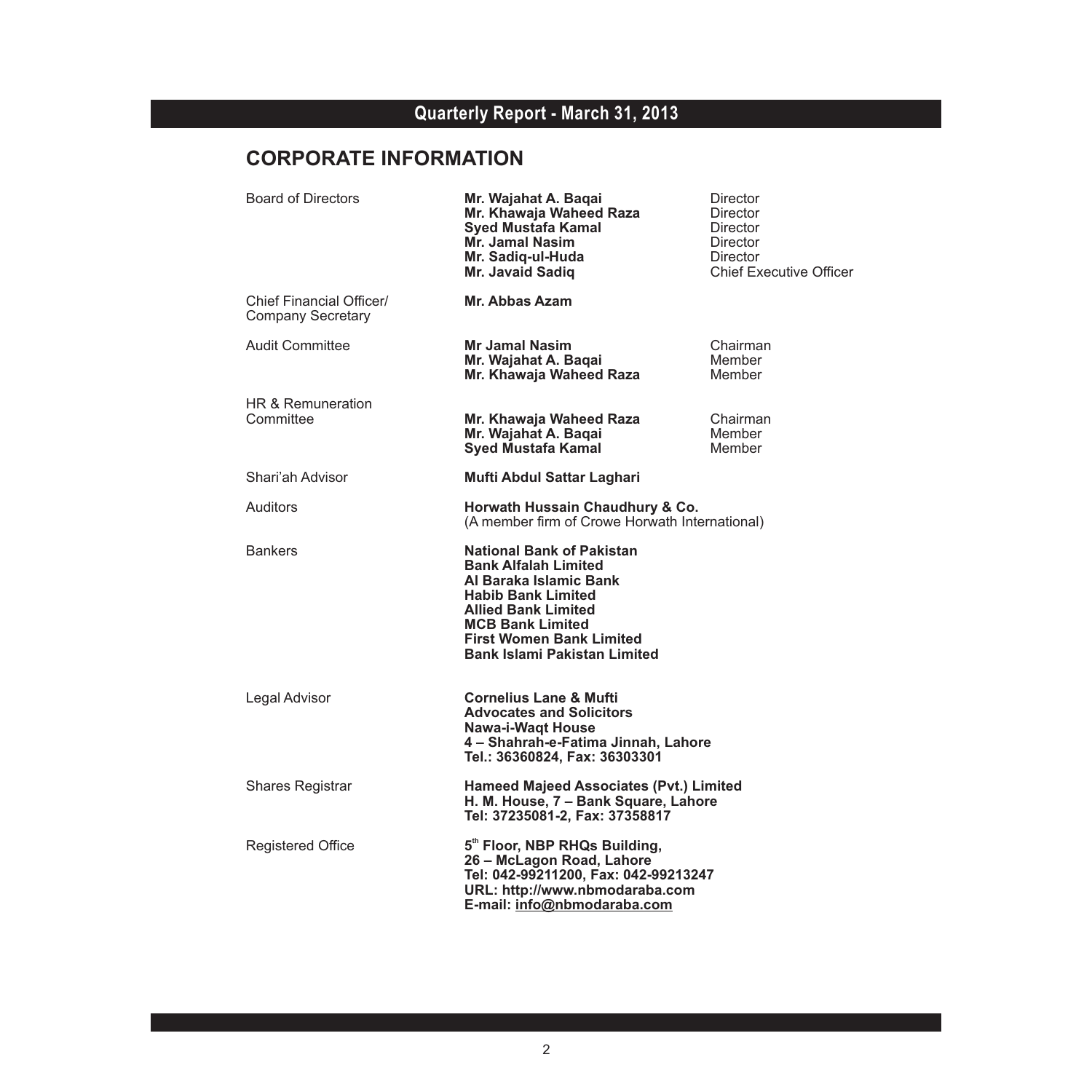# CORPORATE INFORMATION

| | | |
|---|---|---|
| Board of Directors | **Mr. Wajahat A. Baqai** | Director |
| | **Mr. Khawaja Waheed Raza** | Director |
| | **Syed Mustafa Kamal** | Director |
| | **Mr. Jamal Nasim** | Director |
| | **Mr. Sadiq-ul-Huda** | Director |
| | **Mr. Javaid Sadiq** | Chief Executive Officer |
| Chief Financial Officer/ Company Secretary | **Mr. Abbas Azam** | |
| Audit Committee | **Mr Jamal Nasim** | Chairman |
| | **Mr. Wajahat A. Baqai** | Member |
| | **Mr. Khawaja Waheed Raza** | Member |
| HR & Remuneration Committee | **Mr. Khawaja Waheed Raza** | Chairman |
| | **Mr. Wajahat A. Baqai** | Member |
| | **Syed Mustafa Kamal** | Member |

Shari'ah Advisor
**Mufti Abdul Sattar Laghari**

Auditors
**Horwath Hussain Chaudhury & Co.**
(A member firm of Crowe Horwath International)

Bankers
**National Bank of Pakistan**
**Bank Alfalah Limited**
**Al Baraka Islamic Bank**
**Habib Bank Limited**
**Allied Bank Limited**
**MCB Bank Limited**
**First Women Bank Limited**
**Bank Islami Pakistan Limited**

Legal Advisor
**Cornelius Lane & Mufti**
**Advocates and Solicitors**
**Nawa-i-Waqt House**
**4 – Shahrah-e-Fatima Jinnah, Lahore**
**Tel.: 36360824, Fax: 36303301**

Shares Registrar
**Hameed Majeed Associates (Pvt.) Limited**
**H. M. House, 7 – Bank Square, Lahore**
**Tel: 37235081-2, Fax: 37358817**

Registered Office
**5th Floor, NBP RHQs Building,**
**26 – McLagon Road, Lahore**
**Tel: 042-99211200, Fax: 042-99213247**
**URL: http://www.nbmodaraba.com**
**E-mail: info@nbmodaraba.com**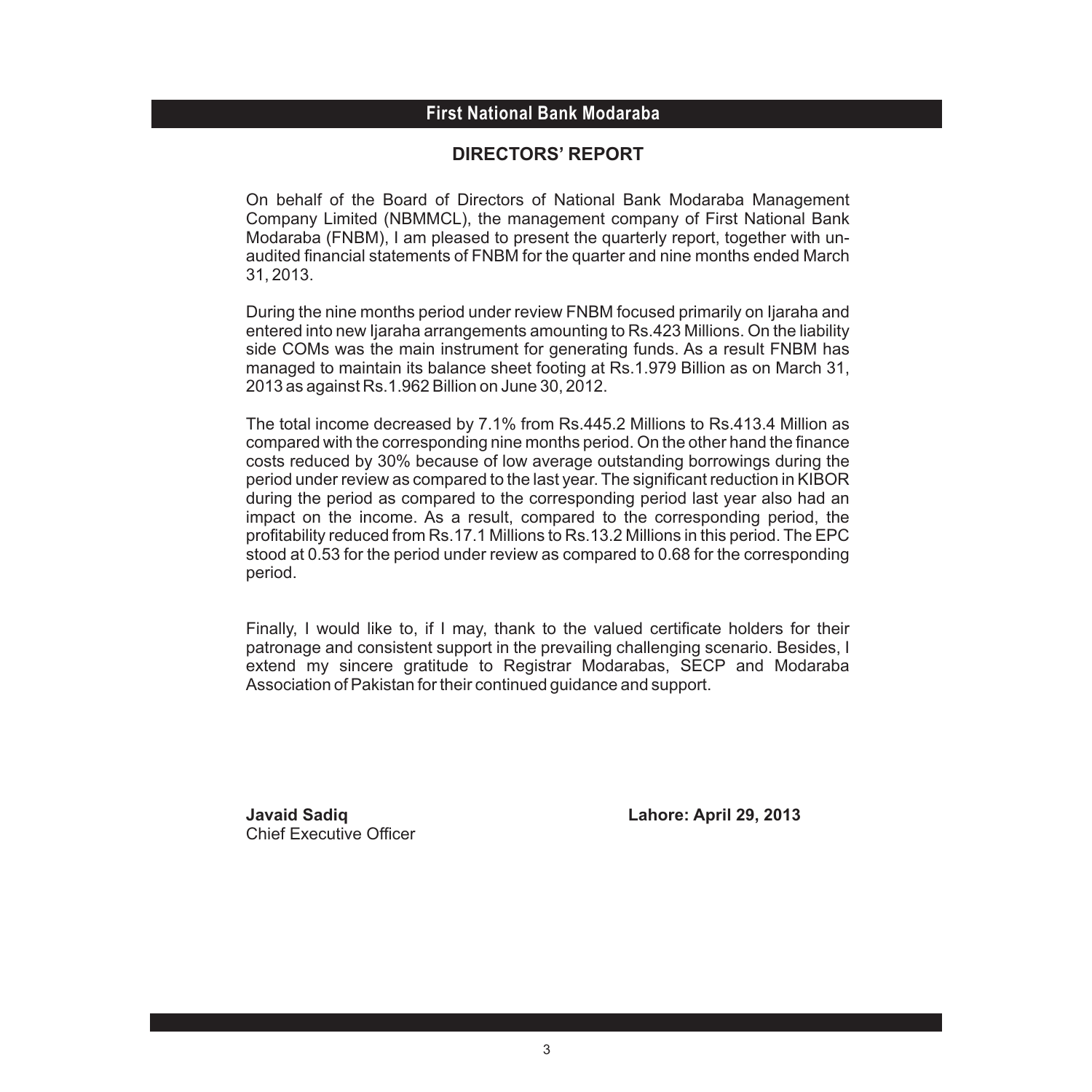## DIRECTORS' REPORT

On behalf of the Board of Directors of National Bank Modaraba Management Company Limited (NBMMCL), the management company of First National Bank Modaraba (FNBM), I am pleased to present the quarterly report, together with un-audited financial statements of FNBM for the quarter and nine months ended March 31, 2013.

During the nine months period under review FNBM focused primarily on Ijaraha and entered into new Ijaraha arrangements amounting to Rs.423 Millions. On the liability side COMs was the main instrument for generating funds. As a result FNBM has managed to maintain its balance sheet footing at Rs.1.979 Billion as on March 31, 2013 as against Rs.1.962 Billion on June 30, 2012.

The total income decreased by 7.1% from Rs.445.2 Millions to Rs.413.4 Million as compared with the corresponding nine months period. On the other hand the finance costs reduced by 30% because of low average outstanding borrowings during the period under review as compared to the last year. The significant reduction in KIBOR during the period as compared to the corresponding period last year also had an impact on the income. As a result, compared to the corresponding period, the profitability reduced from Rs.17.1 Millions to Rs.13.2 Millions in this period. The EPC stood at 0.53 for the period under review as compared to 0.68 for the corresponding period.

Finally, I would like to, if I may, thank to the valued certificate holders for their patronage and consistent support in the prevailing challenging scenario. Besides, I extend my sincere gratitude to Registrar Modarabas, SECP and Modaraba Association of Pakistan for their continued guidance and support.

**Javaid Sadiq**
Chief Executive Officer

**Lahore: April 29, 2013**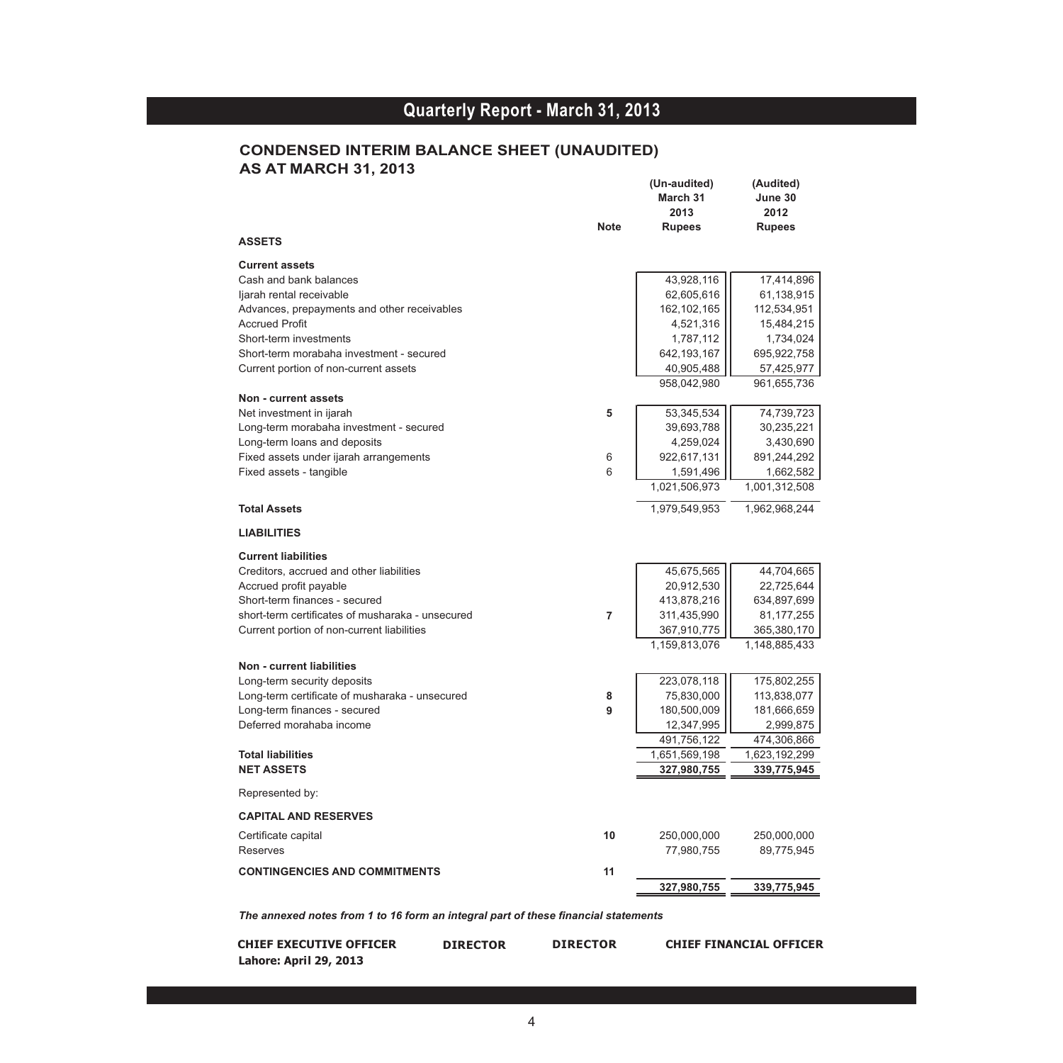# Quarterly Report - March 31, 2013

## CONDENSED INTERIM BALANCE SHEET (UNAUDITED)
## AS AT MARCH 31, 2013

| | Note | (Un-audited) March 31 2013 Rupees | (Audited) June 30 2012 Rupees |
|---|---|---|---|
| **ASSETS** | | | |
| **Current assets** | | | |
| Cash and bank balances | | 43,928,116 | 17,414,896 |
| Ijarah rental receivable | | 62,605,616 | 61,138,915 |
| Advances, prepayments and other receivables | | 162,102,165 | 112,534,951 |
| Accrued Profit | | 4,521,316 | 15,484,215 |
| Short-term investments | | 1,787,112 | 1,734,024 |
| Short-term morabaha investment - secured | | 642,193,167 | 695,922,758 |
| Current portion of non-current assets | | 40,905,488 | 57,425,977 |
| | | 958,042,980 | 961,655,736 |
| **Non - current assets** | | | |
| Net investment in ijarah | 5 | 53,345,534 | 74,739,723 |
| Long-term morabaha investment - secured | | 39,693,788 | 30,235,221 |
| Long-term loans and deposits | | 4,259,024 | 3,430,690 |
| Fixed assets under ijarah arrangements | 6 | 922,617,131 | 891,244,292 |
| Fixed assets - tangible | 6 | 1,591,496 | 1,662,582 |
| | | 1,021,506,973 | 1,001,312,508 |
| **Total Assets** | | 1,979,549,953 | 1,962,968,244 |
| **LIABILITIES** | | | |
| **Current liabilities** | | | |
| Creditors, accrued and other liabilities | | 45,675,565 | 44,704,665 |
| Accrued profit payable | | 20,912,530 | 22,725,644 |
| Short-term finances - secured | | 413,878,216 | 634,897,699 |
| short-term certificates of musharaka - unsecured | 7 | 311,435,990 | 81,177,255 |
| Current portion of non-current liabilities | | 367,910,775 | 365,380,170 |
| | | 1,159,813,076 | 1,148,885,433 |
| **Non - current liabilities** | | | |
| Long-term security deposits | | 223,078,118 | 175,802,255 |
| Long-term certificate of musharaka - unsecured | 8 | 75,830,000 | 113,838,077 |
| Long-term finances - secured | 9 | 180,500,009 | 181,666,659 |
| Deferred morahaba income | | 12,347,995 | 2,999,875 |
| | | 491,756,122 | 474,306,866 |
| **Total liabilities** | | 1,651,569,198 | 1,623,192,299 |
| **NET ASSETS** | | **327,980,755** | **339,775,945** |
| Represented by: | | | |
| **CAPITAL AND RESERVES** | | | |
| Certificate capital | 10 | 250,000,000 | 250,000,000 |
| Reserves | | 77,980,755 | 89,775,945 |
| **CONTINGENCIES AND COMMITMENTS** | 11 | | |
| | | **327,980,755** | **339,775,945** |

***The annexed notes from 1 to 16 form an integral part of these financial statements***

**CHIEF EXECUTIVE OFFICER** **DIRECTOR** **DIRECTOR** **CHIEF FINANCIAL OFFICER**

**Lahore: April 29, 2013**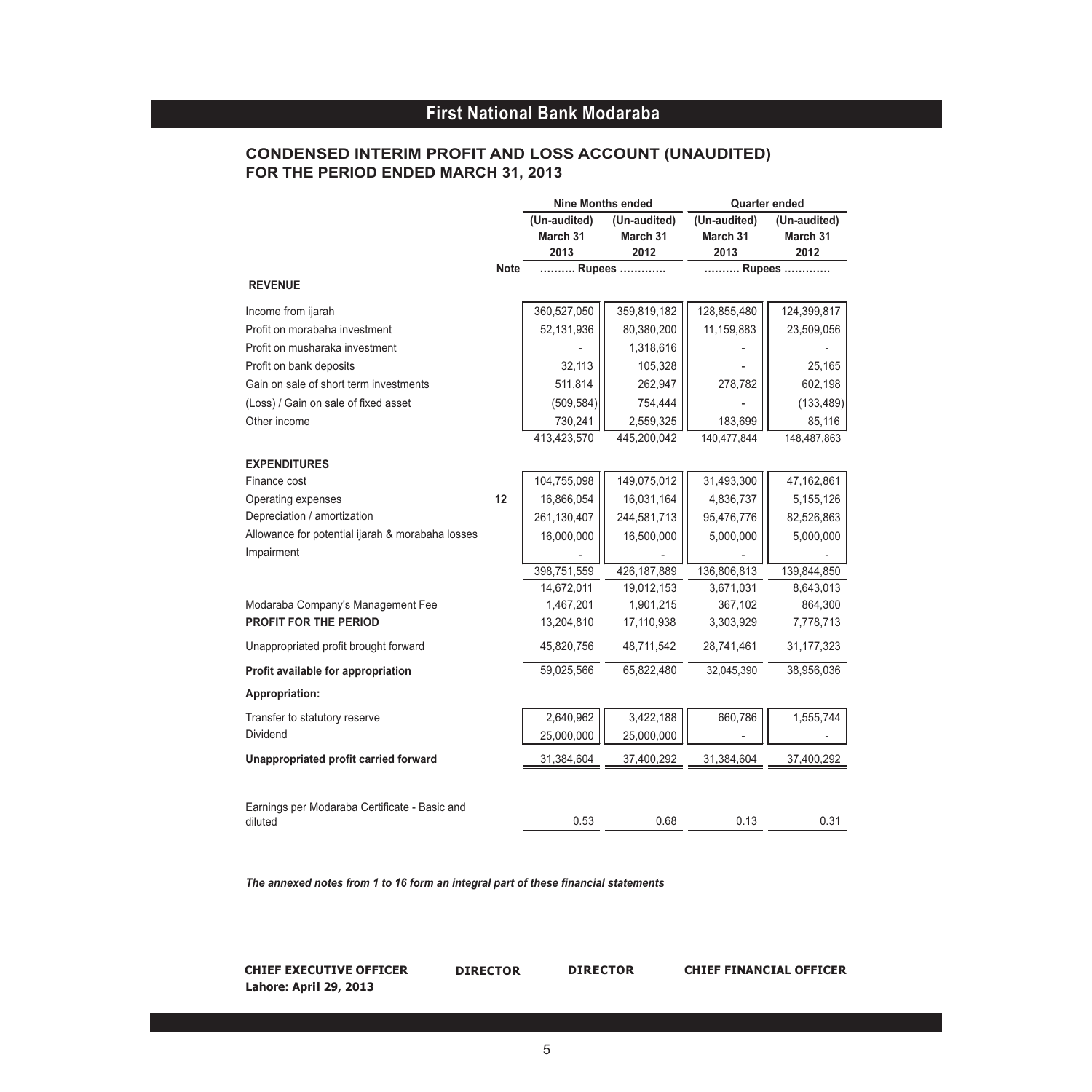# First National Bank Modaraba

## CONDENSED INTERIM PROFIT AND LOSS ACCOUNT (UNAUDITED)
## FOR THE PERIOD ENDED MARCH 31, 2013

| | Note | Nine Months ended | | Quarter ended | |
|---|---|---|---|---|---|
| | | (Un-audited) March 31 2013 | (Un-audited) March 31 2012 | (Un-audited) March 31 2013 | (Un-audited) March 31 2012 |
| | | ………. Rupees …………. | | ………. Rupees …………. | |
| **REVENUE** | | | | | |
| Income from ijarah | | 360,527,050 | 359,819,182 | 128,855,480 | 124,399,817 |
| Profit on morabaha investment | | 52,131,936 | 80,380,200 | 11,159,883 | 23,509,056 |
| Profit on musharaka investment | | - | 1,318,616 | - | - |
| Profit on bank deposits | | 32,113 | 105,328 | - | 25,165 |
| Gain on sale of short term investments | | 511,814 | 262,947 | 278,782 | 602,198 |
| (Loss) / Gain on sale of fixed asset | | (509,584) | 754,444 | - | (133,489) |
| Other income | | 730,241 | 2,559,325 | 183,699 | 85,116 |
| | | 413,423,570 | 445,200,042 | 140,477,844 | 148,487,863 |
| **EXPENDITURES** | | | | | |
| Finance cost | | 104,755,098 | 149,075,012 | 31,493,300 | 47,162,861 |
| Operating expenses | 12 | 16,866,054 | 16,031,164 | 4,836,737 | 5,155,126 |
| Depreciation / amortization | | 261,130,407 | 244,581,713 | 95,476,776 | 82,526,863 |
| Allowance for potential ijarah & morabaha losses | | 16,000,000 | 16,500,000 | 5,000,000 | 5,000,000 |
| Impairment | | - | - | - | - |
| | | 398,751,559 | 426,187,889 | 136,806,813 | 139,844,850 |
| | | 14,672,011 | 19,012,153 | 3,671,031 | 8,643,013 |
| Modaraba Company's Management Fee | | 1,467,201 | 1,901,215 | 367,102 | 864,300 |
| **PROFIT FOR THE PERIOD** | | 13,204,810 | 17,110,938 | 3,303,929 | 7,778,713 |
| Unappropriated profit brought forward | | 45,820,756 | 48,711,542 | 28,741,461 | 31,177,323 |
| **Profit available for appropriation** | | 59,025,566 | 65,822,480 | 32,045,390 | 38,956,036 |
| **Appropriation:** | | | | | |
| Transfer to statutory reserve | | 2,640,962 | 3,422,188 | 660,786 | 1,555,744 |
| Dividend | | 25,000,000 | 25,000,000 | - | - |
| **Unappropriated profit carried forward** | | 31,384,604 | 37,400,292 | 31,384,604 | 37,400,292 |
| Earnings per Modaraba Certificate - Basic and diluted | | 0.53 | 0.68 | 0.13 | 0.31 |

***The annexed notes from 1 to 16 form an integral part of these financial statements***

**CHIEF EXECUTIVE OFFICER** **DIRECTOR** **DIRECTOR** **CHIEF FINANCIAL OFFICER**

**Lahore: April 29, 2013**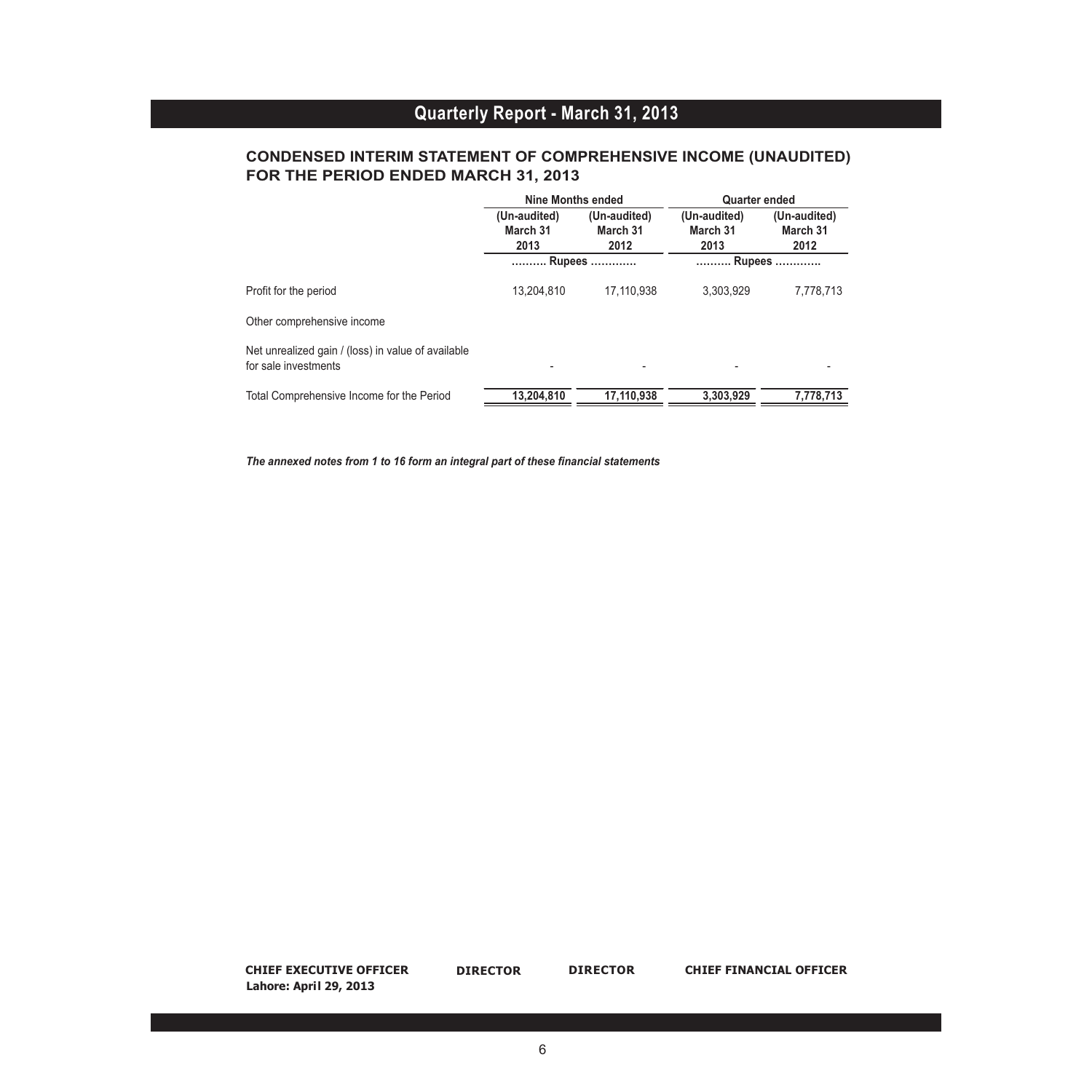# CONDENSED INTERIM STATEMENT OF COMPREHENSIVE INCOME (UNAUDITED) FOR THE PERIOD ENDED MARCH 31, 2013

| | Nine Months ended | | Quarter ended | |
|---|---|---|---|---|
| | (Un-audited) March 31 2013 | (Un-audited) March 31 2012 | (Un-audited) March 31 2013 | (Un-audited) March 31 2012 |
| | ……… Rupees ………… | | ……… Rupees ………… | |
| Profit for the period | 13,204,810 | 17,110,938 | 3,303,929 | 7,778,713 |
| Other comprehensive income | | | | |
| Net unrealized gain / (loss) in value of available for sale investments | - | - | - | - |
| Total Comprehensive Income for the Period | **13,204,810** | **17,110,938** | **3,303,929** | **7,778,713** |

***The annexed notes from 1 to 16 form an integral part of these financial statements***

**CHIEF EXECUTIVE OFFICER** **DIRECTOR** **DIRECTOR** **CHIEF FINANCIAL OFFICER**

**Lahore: April 29, 2013**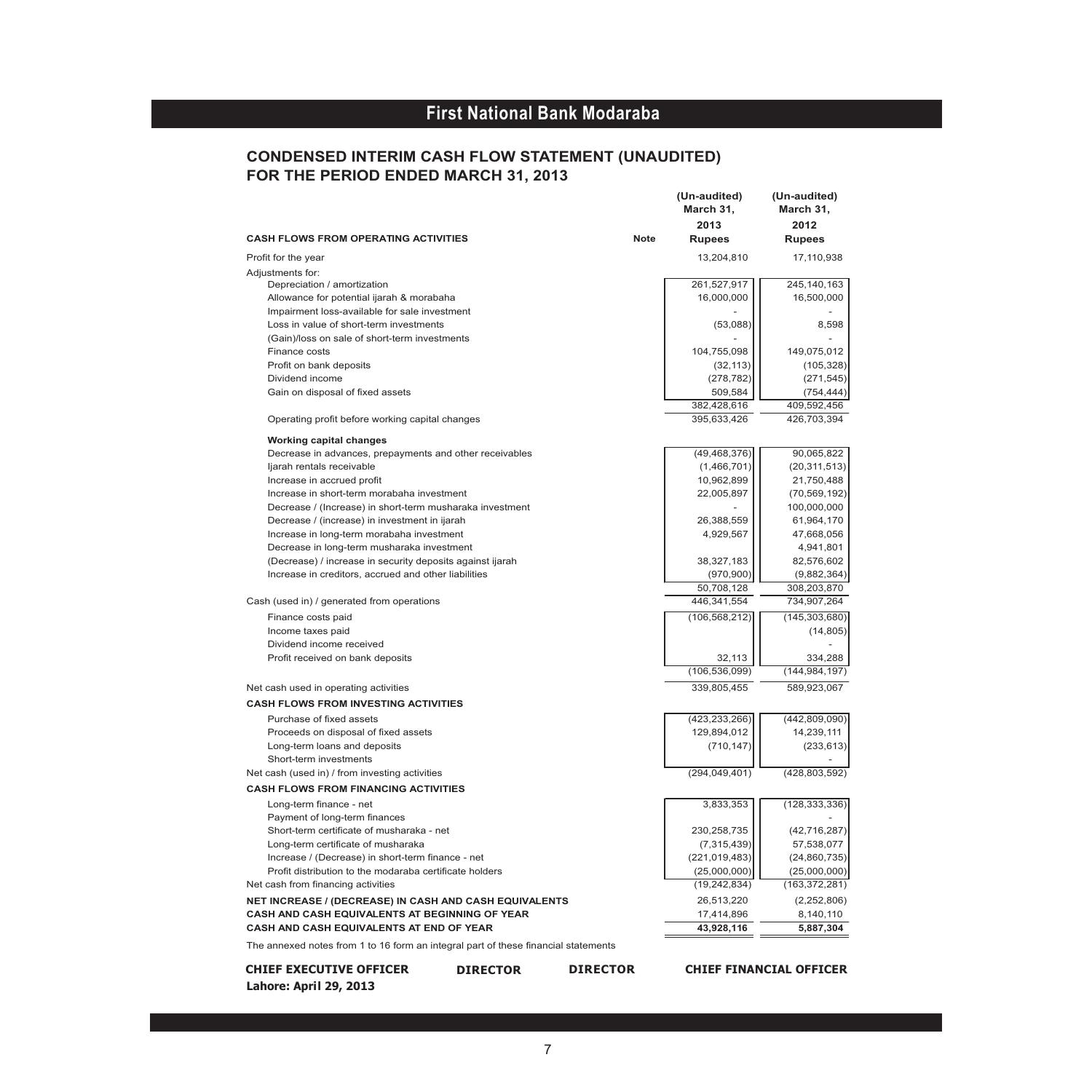# First National Bank Modaraba

## CONDENSED INTERIM CASH FLOW STATEMENT (UNAUDITED)
## FOR THE PERIOD ENDED MARCH 31, 2013

| | Note | (Un-audited) March 31, 2013 Rupees | (Un-audited) March 31, 2012 Rupees |
|---|---|---|---|
| **CASH FLOWS FROM OPERATING ACTIVITIES** | | | |
| Profit for the year | | 13,204,810 | 17,110,938 |
| Adjustments for: | | | |
| Depreciation / amortization | | 261,527,917 | 245,140,163 |
| Allowance for potential ijarah & morabaha | | 16,000,000 | 16,500,000 |
| Impairment loss-available for sale investment | | - | - |
| Loss in value of short-term investments | | (53,088) | 8,598 |
| (Gain)/loss on sale of short-term investments | | - | - |
| Finance costs | | 104,755,098 | 149,075,012 |
| Profit on bank deposits | | (32,113) | (105,328) |
| Dividend income | | (278,782) | (271,545) |
| Gain on disposal of fixed assets | | 509,584 | (754,444) |
| | | 382,428,616 | 409,592,456 |
| Operating profit before working capital changes | | 395,633,426 | 426,703,394 |
| **Working capital changes** | | | |
| Decrease in advances, prepayments and other receivables | | (49,468,376) | 90,065,822 |
| Ijarah rentals receivable | | (1,466,701) | (20,311,513) |
| Increase in accrued profit | | 10,962,899 | 21,750,488 |
| Increase in short-term morabaha investment | | 22,005,897 | (70,569,192) |
| Decrease / (Increase) in short-term musharaka investment | | - | 100,000,000 |
| Decrease / (increase) in investment in ijarah | | 26,388,559 | 61,964,170 |
| Increase in long-term morabaha investment | | 4,929,567 | 47,668,056 |
| Decrease in long-term musharaka investment | | | 4,941,801 |
| (Decrease) / increase in security deposits against ijarah | | 38,327,183 | 82,576,602 |
| Increase in creditors, accrued and other liabilities | | (970,900) | (9,882,364) |
| | | 50,708,128 | 308,203,870 |
| Cash (used in) / generated from operations | | 446,341,554 | 734,907,264 |
| Finance costs paid | | (106,568,212) | (145,303,680) |
| Income taxes paid | | | (14,805) |
| Dividend income received | | | - |
| Profit received on bank deposits | | 32,113 | 334,288 |
| | | (106,536,099) | (144,984,197) |
| Net cash used in operating activities | | 339,805,455 | 589,923,067 |
| **CASH FLOWS FROM INVESTING ACTIVITIES** | | | |
| Purchase of fixed assets | | (423,233,266) | (442,809,090) |
| Proceeds on disposal of fixed assets | | 129,894,012 | 14,239,111 |
| Long-term loans and deposits | | (710,147) | (233,613) |
| Short-term investments | | | - |
| Net cash (used in) / from investing activities | | (294,049,401) | (428,803,592) |
| **CASH FLOWS FROM FINANCING ACTIVITIES** | | | |
| Long-term finance - net | | 3,833,353 | (128,333,336) |
| Payment of long-term finances | | | - |
| Short-term certificate of musharaka - net | | 230,258,735 | (42,716,287) |
| Long-term certificate of musharaka | | (7,315,439) | 57,538,077 |
| Increase / (Decrease) in short-term finance - net | | (221,019,483) | (24,860,735) |
| Profit distribution to the modaraba certificate holders | | (25,000,000) | (25,000,000) |
| Net cash from financing activities | | (19,242,834) | (163,372,281) |
| **NET INCREASE / (DECREASE) IN CASH AND CASH EQUIVALENTS** | | 26,513,220 | (2,252,806) |
| **CASH AND CASH EQUIVALENTS AT BEGINNING OF YEAR** | | 17,414,896 | 8,140,110 |
| **CASH AND CASH EQUIVALENTS AT END OF YEAR** | | **43,928,116** | **5,887,304** |

The annexed notes from 1 to 16 form an integral part of these financial statements

**CHIEF EXECUTIVE OFFICER** **DIRECTOR** **DIRECTOR** **CHIEF FINANCIAL OFFICER**

**Lahore: April 29, 2013**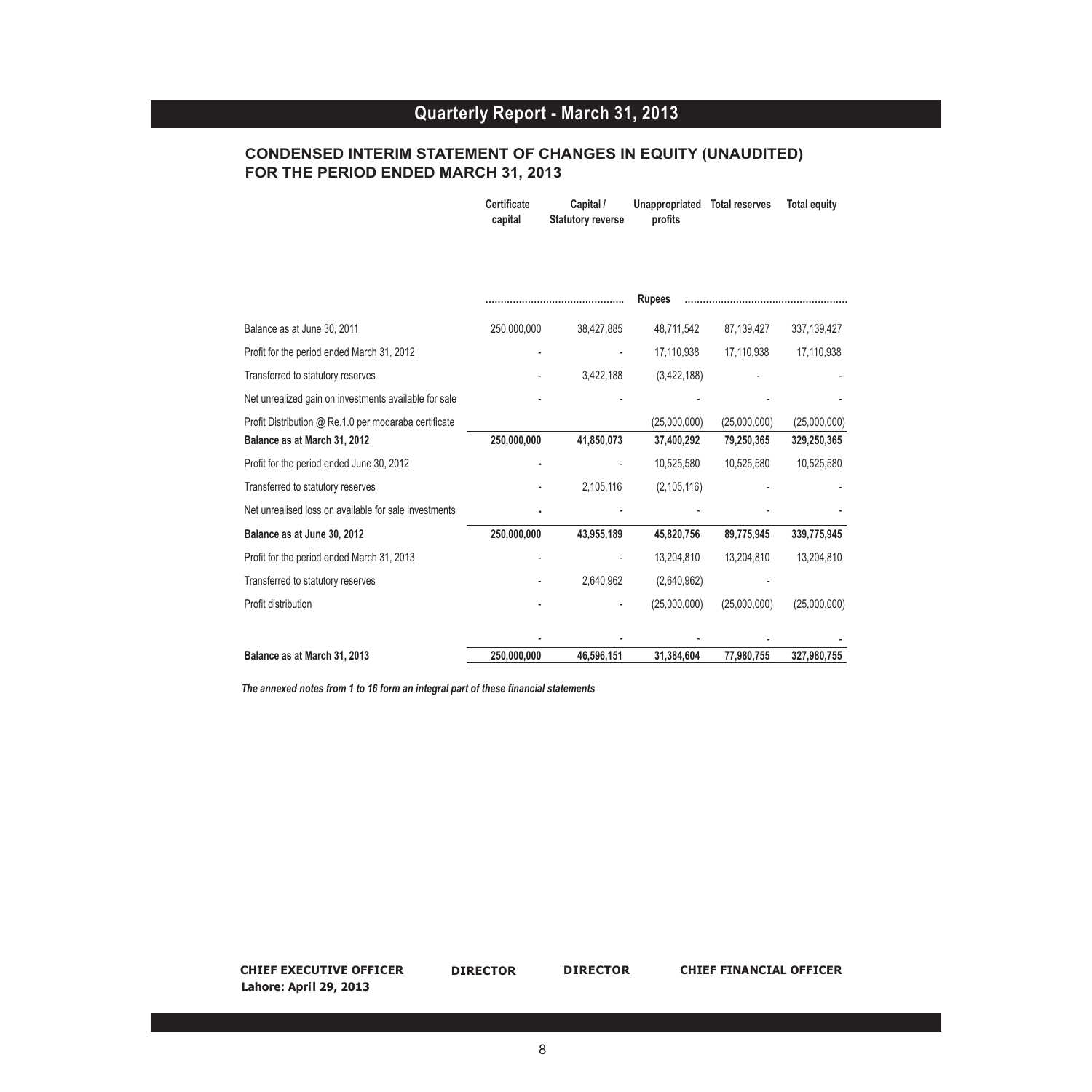## CONDENSED INTERIM STATEMENT OF CHANGES IN EQUITY (UNAUDITED)
## FOR THE PERIOD ENDED MARCH 31, 2013

| | Certificate capital | Capital / Statutory reverse | Unappropriated profits | Total reserves | Total equity |
|---|---|---|---|---|---|
| | ................................................ | | Rupees | ................................................ | |
| Balance as at June 30, 2011 | 250,000,000 | 38,427,885 | 48,711,542 | 87,139,427 | 337,139,427 |
| Profit for the period ended March 31, 2012 | - | - | 17,110,938 | 17,110,938 | 17,110,938 |
| Transferred to statutory reserves | - | 3,422,188 | (3,422,188) | - | - |
| Net unrealized gain on investments available for sale | - | - | - | - | - |
| Profit Distribution @ Re.1.0 per modaraba certificate | | | (25,000,000) | (25,000,000) | (25,000,000) |
| **Balance as at March 31, 2012** | **250,000,000** | **41,850,073** | **37,400,292** | **79,250,365** | **329,250,365** |
| Profit for the period ended June 30, 2012 | - | - | 10,525,580 | 10,525,580 | 10,525,580 |
| Transferred to statutory reserves | - | 2,105,116 | (2,105,116) | - | - |
| Net unrealised loss on available for sale investments | - | - | - | - | - |
| **Balance as at June 30, 2012** | **250,000,000** | **43,955,189** | **45,820,756** | **89,775,945** | **339,775,945** |
| Profit for the period ended March 31, 2013 | - | - | 13,204,810 | 13,204,810 | 13,204,810 |
| Transferred to statutory reserves | - | 2,640,962 | (2,640,962) | - | |
| Profit distribution | - | - | (25,000,000) | (25,000,000) | (25,000,000) |
| | - | - | - | - | - |
| **Balance as at March 31, 2013** | **250,000,000** | **46,596,151** | **31,384,604** | **77,980,755** | **327,980,755** |

*The annexed notes from 1 to 16 form an integral part of these financial statements*

**CHIEF EXECUTIVE OFFICER** **DIRECTOR** **DIRECTOR** **CHIEF FINANCIAL OFFICER**

**Lahore: April 29, 2013**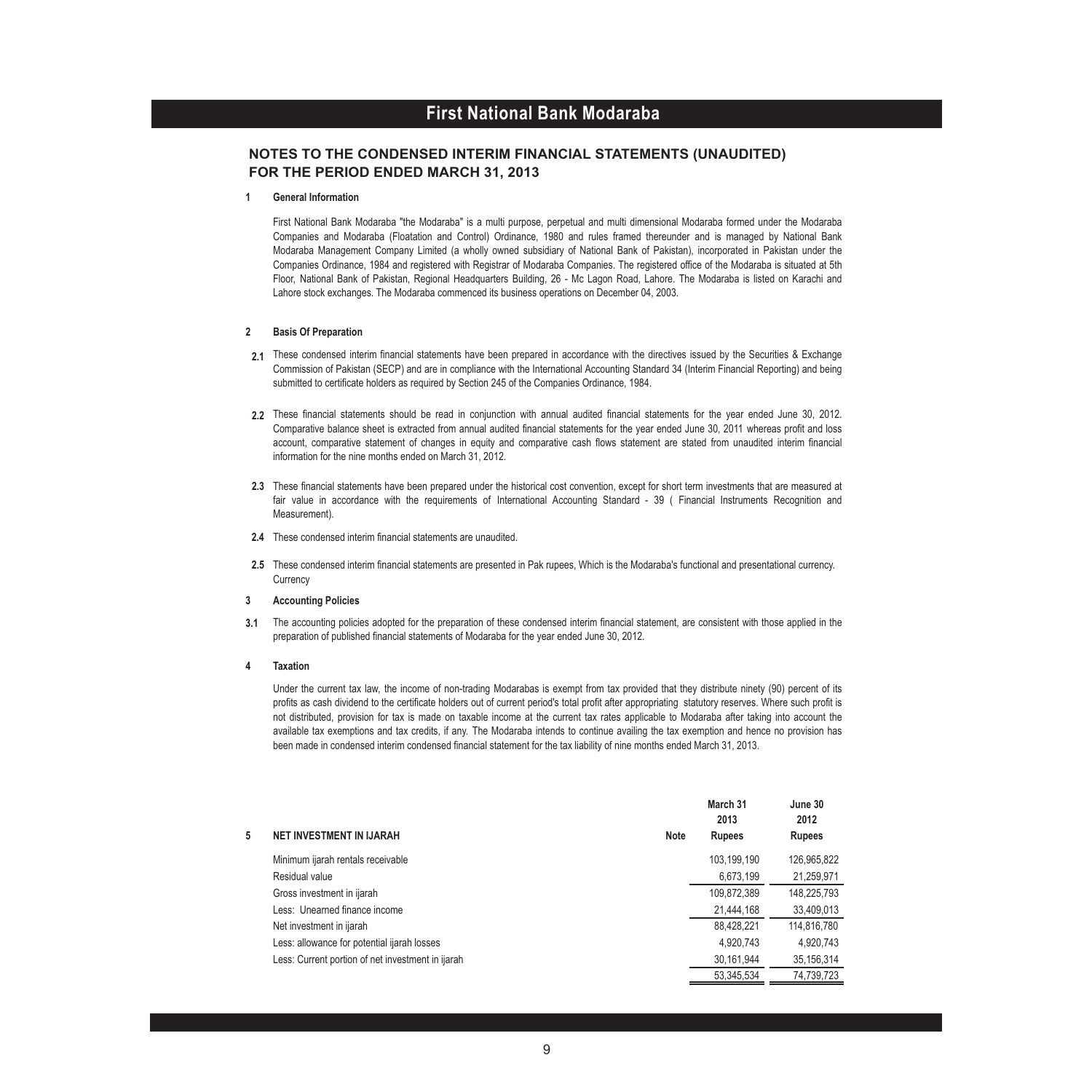## NOTES TO THE CONDENSED INTERIM FINANCIAL STATEMENTS (UNAUDITED) FOR THE PERIOD ENDED MARCH 31, 2013

### 1 General Information

First National Bank Modaraba "the Modaraba" is a multi purpose, perpetual and multi dimensional Modaraba formed under the Modaraba Companies and Modaraba (Floatation and Control) Ordinance, 1980 and rules framed thereunder and is managed by National Bank Modaraba Management Company Limited (a wholly owned subsidiary of National Bank of Pakistan), incorporated in Pakistan under the Companies Ordinance, 1984 and registered with Registrar of Modaraba Companies. The registered office of the Modaraba is situated at 5th Floor, National Bank of Pakistan, Regional Headquarters Building, 26 - Mc Lagon Road, Lahore. The Modaraba is listed on Karachi and Lahore stock exchanges. The Modaraba commenced its business operations on December 04, 2003.

### 2 Basis Of Preparation

**2.1** These condensed interim financial statements have been prepared in accordance with the directives issued by the Securities & Exchange Commission of Pakistan (SECP) and are in compliance with the International Accounting Standard 34 (Interim Financial Reporting) and being submitted to certificate holders as required by Section 245 of the Companies Ordinance, 1984.

**2.2** These financial statements should be read in conjunction with annual audited financial statements for the year ended June 30, 2012. Comparative balance sheet is extracted from annual audited financial statements for the year ended June 30, 2011 whereas profit and loss account, comparative statement of changes in equity and comparative cash flows statement are stated from unaudited interim financial information for the nine months ended on March 31, 2012.

**2.3** These financial statements have been prepared under the historical cost convention, except for short term investments that are measured at fair value in accordance with the requirements of International Accounting Standard - 39 ( Financial Instruments Recognition and Measurement).

**2.4** These condensed interim financial statements are unaudited.

**2.5** These condensed interim financial statements are presented in Pak rupees, Which is the Modaraba's functional and presentational currency. Currency

### 3 Accounting Policies

**3.1** The accounting policies adopted for the preparation of these condensed interim financial statement, are consistent with those applied in the preparation of published financial statements of Modaraba for the year ended June 30, 2012.

### 4 Taxation

Under the current tax law, the income of non-trading Modarabas is exempt from tax provided that they distribute ninety (90) percent of its profits as cash dividend to the certificate holders out of current period's total profit after appropriating statutory reserves. Where such profit is not distributed, provision for tax is made on taxable income at the current tax rates applicable to Modaraba after taking into account the available tax exemptions and tax credits, if any. The Modaraba intends to continue availing the tax exemption and hence no provision has been made in condensed interim condensed financial statement for the tax liability of nine months ended March 31, 2013.

| 5 NET INVESTMENT IN IJARAH | Note | March 31 2013 Rupees | June 30 2012 Rupees |
|---|---|---|---|
| Minimum ijarah rentals receivable | | 103,199,190 | 126,965,822 |
| Residual value | | 6,673,199 | 21,259,971 |
| Gross investment in ijarah | | 109,872,389 | 148,225,793 |
| Less: Unearned finance income | | 21,444,168 | 33,409,013 |
| Net investment in ijarah | | 88,428,221 | 114,816,780 |
| Less: allowance for potential ijarah losses | | 4,920,743 | 4,920,743 |
| Less: Current portion of net investment in ijarah | | 30,161,944 | 35,156,314 |
| | | 53,345,534 | 74,739,723 |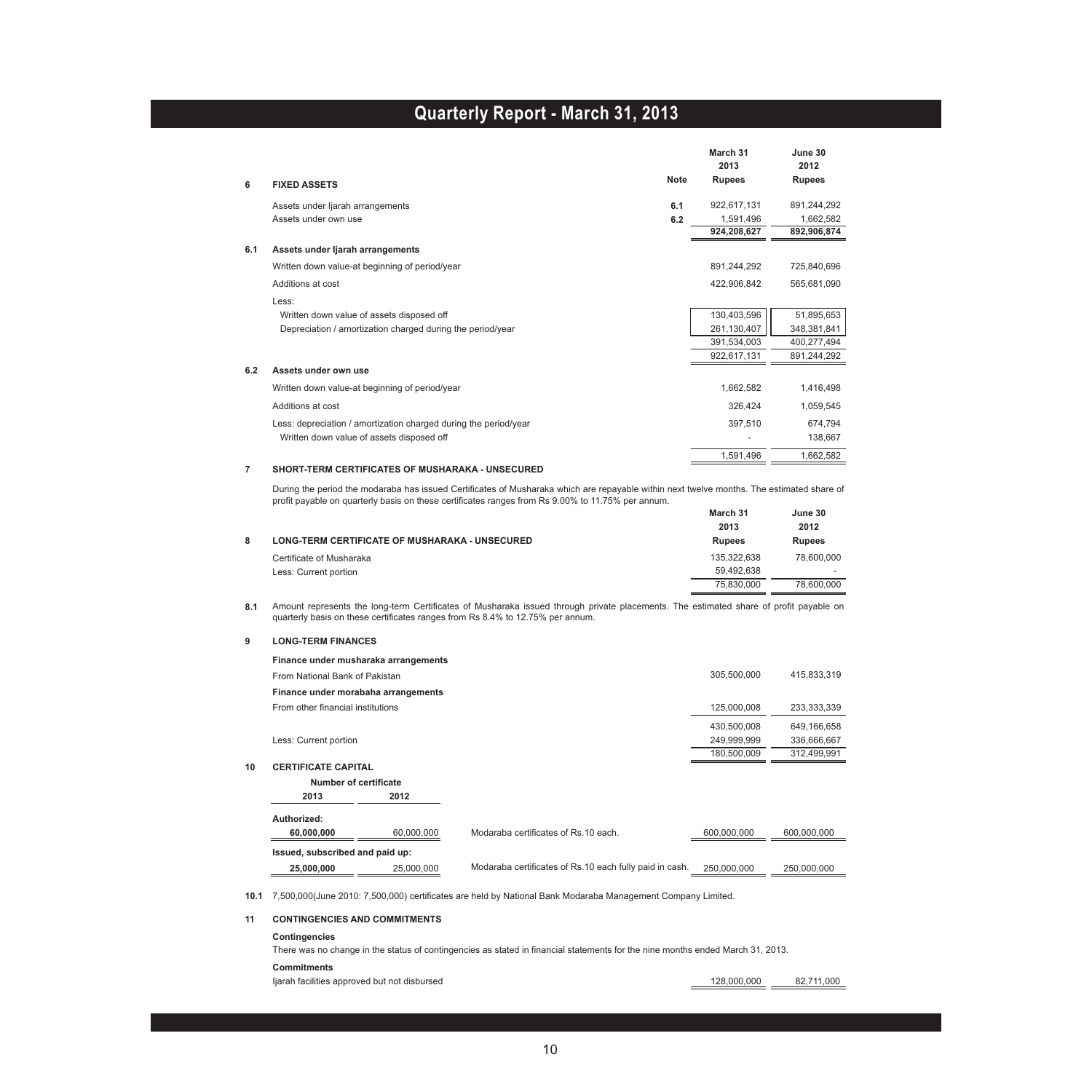| | | Note | March 31 2013 Rupees | June 30 2012 Rupees |
|---|---|---|---|---|
| **6** | **FIXED ASSETS** | | | |
| | Assets under Ijarah arrangements | 6.1 | 922,617,131 | 891,244,292 |
| | Assets under own use | 6.2 | 1,591,496 | 1,662,582 |
| | | | **924,208,627** | **892,906,874** |
| **6.1** | **Assets under Ijarah arrangements** | | | |
| | Written down value-at beginning of period/year | | 891,244,292 | 725,840,696 |
| | Additions at cost | | 422,906,842 | 565,681,090 |
| | Less: | | | |
| | Written down value of assets disposed off | | 130,403,596 | 51,895,653 |
| | Depreciation / amortization charged during the period/year | | 261,130,407 | 348,381,841 |
| | | | 391,534,003 | 400,277,494 |
| | | | 922,617,131 | 891,244,292 |
| **6.2** | **Assets under own use** | | | |
| | Written down value-at beginning of period/year | | 1,662,582 | 1,416,498 |
| | Additions at cost | | 326,424 | 1,059,545 |
| | Less: depreciation / amortization charged during the period/year | | 397,510 | 674,794 |
| | Written down value of assets disposed off | | - | 138,667 |
| | | | 1,591,496 | 1,662,582 |

**7 SHORT-TERM CERTIFICATES OF MUSHARAKA - UNSECURED**

During the period the modaraba has issued Certificates of Musharaka which are repayable within next twelve months. The estimated share of profit payable on quarterly basis on these certificates ranges from Rs 9.00% to 11.75% per annum.

| | | March 31 2013 Rupees | June 30 2012 Rupees |
|---|---|---|---|
| **8** | **LONG-TERM CERTIFICATE OF MUSHARAKA - UNSECURED** | | |
| | Certificate of Musharaka | 135,322,638 | 78,600,000 |
| | Less: Current portion | 59,492,638 | - |
| | | 75,830,000 | 78,600,000 |

**8.1** Amount represents the long-term Certificates of Musharaka issued through private placements. The estimated share of profit payable on quarterly basis on these certificates ranges from Rs 8.4% to 12.75% per annum.

| | | March 31 2013 Rupees | June 30 2012 Rupees |
|---|---|---|---|
| **9** | **LONG-TERM FINANCES** | | |
| | **Finance under musharaka arrangements** | | |
| | From National Bank of Pakistan | 305,500,000 | 415,833,319 |
| | **Finance under morabaha arrangements** | | |
| | From other financial institutions | 125,000,008 | 233,333,339 |
| | | 430,500,008 | 649,166,658 |
| | Less: Current portion | 249,999,999 | 336,666,667 |
| | | 180,500,009 | 312,499,991 |

**10 CERTIFICATE CAPITAL**

| Number of certificate 2013 | 2012 | | March 31 2013 Rupees | June 30 2012 Rupees |
|---|---|---|---|---|
| **Authorized:** | | | | |
| **60,000,000** | 60,000,000 | Modaraba certificates of Rs.10 each. | 600,000,000 | 600,000,000 |
| **Issued, subscribed and paid up:** | | | | |
| **25,000,000** | 25,000,000 | Modaraba certificates of Rs.10 each fully paid in cash. | 250,000,000 | 250,000,000 |

**10.1** 7,500,000(June 2010: 7,500,000) certificates are held by National Bank Modaraba Management Company Limited.

**11 CONTINGENCIES AND COMMITMENTS**

**Contingencies**

There was no change in the status of contingencies as stated in financial statements for the nine months ended March 31, 2013.

**Commitments**

| | March 31 2013 Rupees | June 30 2012 Rupees |
|---|---|---|
| Ijarah facilities approved but not disbursed | 128,000,000 | 82,711,000 |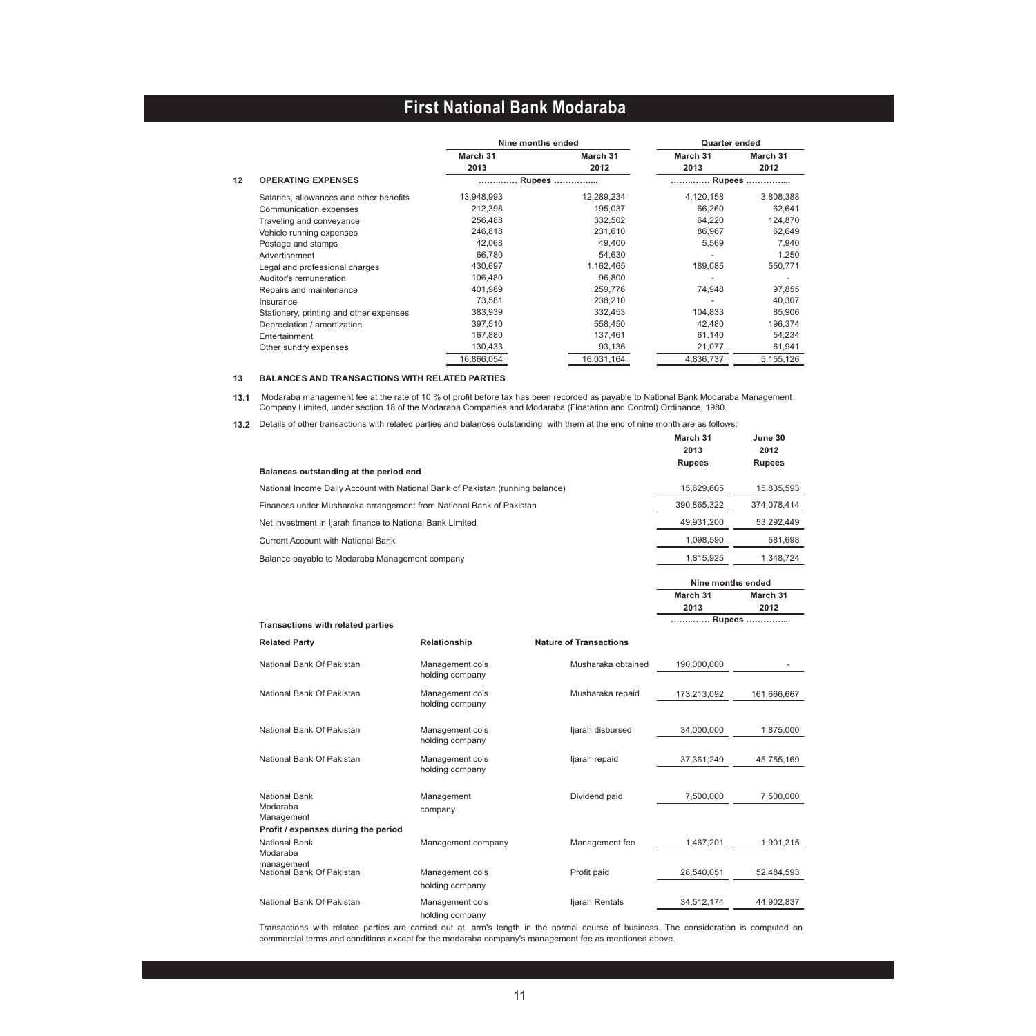# First National Bank Modaraba

| | | Nine months ended | | Quarter ended | |
|---|---|---|---|---|---|
| | | March 31 2013 | March 31 2012 | March 31 2013 | March 31 2012 |
| **12** | **OPERATING EXPENSES** | ………… Rupees ………….. | | ………… Rupees ………….. | |
| | Salaries, allowances and other benefits | 13,948,993 | 12,289,234 | 4,120,158 | 3,808,388 |
| | Communication expenses | 212,398 | 195,037 | 66,260 | 62,641 |
| | Traveling and conveyance | 256,488 | 332,502 | 64,220 | 124,870 |
| | Vehicle running expenses | 246,818 | 231,610 | 86,967 | 62,649 |
| | Postage and stamps | 42,068 | 49,400 | 5,569 | 7,940 |
| | Advertisement | 66,780 | 54,630 | - | 1,250 |
| | Legal and professional charges | 430,697 | 1,162,465 | 189,085 | 550,771 |
| | Auditor's remuneration | 106,480 | 96,800 | - | - |
| | Repairs and maintenance | 401,989 | 259,776 | 74,948 | 97,855 |
| | Insurance | 73,581 | 238,210 | - | 40,307 |
| | Stationery, printing and other expenses | 383,939 | 332,453 | 104,833 | 85,906 |
| | Depreciation / amortization | 397,510 | 558,450 | 42,480 | 196,374 |
| | Entertainment | 167,880 | 137,461 | 61,140 | 54,234 |
| | Other sundry expenses | 130,433 | 93,136 | 21,077 | 61,941 |
| | | 16,866,054 | 16,031,164 | 4,836,737 | 5,155,126 |

**13 BALANCES AND TRANSACTIONS WITH RELATED PARTIES**

**13.1** Modaraba management fee at the rate of 10 % of profit before tax has been recorded as payable to National Bank Modaraba Management Company Limited, under section 18 of the Modaraba Companies and Modaraba (Floatation and Control) Ordinance, 1980.

**13.2** Details of other transactions with related parties and balances outstanding with them at the end of nine month are as follows:

| | March 31 2013 Rupees | June 30 2012 Rupees |
|---|---|---|
| **Balances outstanding at the period end** | | |
| National Income Daily Account with National Bank of Pakistan (running balance) | 15,629,605 | 15,835,593 |
| Finances under Musharaka arrangement from National Bank of Pakistan | 390,865,322 | 374,078,414 |
| Net investment in Ijarah finance to National Bank Limited | 49,931,200 | 53,292,449 |
| Current Account with National Bank | 1,098,590 | 581,698 |
| Balance payable to Modaraba Management company | 1,815,925 | 1,348,724 |

| | | | Nine months ended | |
|---|---|---|---|---|
| | | | March 31 2013 | March 31 2012 |
| **Transactions with related parties** | | | ………… Rupees ………….. | |
| **Related Party** | **Relationship** | **Nature of Transactions** | | |
| National Bank Of Pakistan | Management co's holding company | Musharaka obtained | 190,000,000 | - |
| National Bank Of Pakistan | Management co's holding company | Musharaka repaid | 173,213,092 | 161,666,667 |
| National Bank Of Pakistan | Management co's holding company | Ijarah disbursed | 34,000,000 | 1,875,000 |
| National Bank Of Pakistan | Management co's holding company | Ijarah repaid | 37,361,249 | 45,755,169 |
| National Bank Modaraba Management | Management company | Dividend paid | 7,500,000 | 7,500,000 |
| **Profit / expenses during the period** | | | | |
| National Bank Modaraba management | Management company | Management fee | 1,467,201 | 1,901,215 |
| National Bank Of Pakistan | Management co's holding company | Profit paid | 28,540,051 | 52,484,593 |
| National Bank Of Pakistan | Management co's holding company | Ijarah Rentals | 34,512,174 | 44,902,837 |

Transactions with related parties are carried out at arm's length in the normal course of business. The consideration is computed on commercial terms and conditions except for the modaraba company's management fee as mentioned above.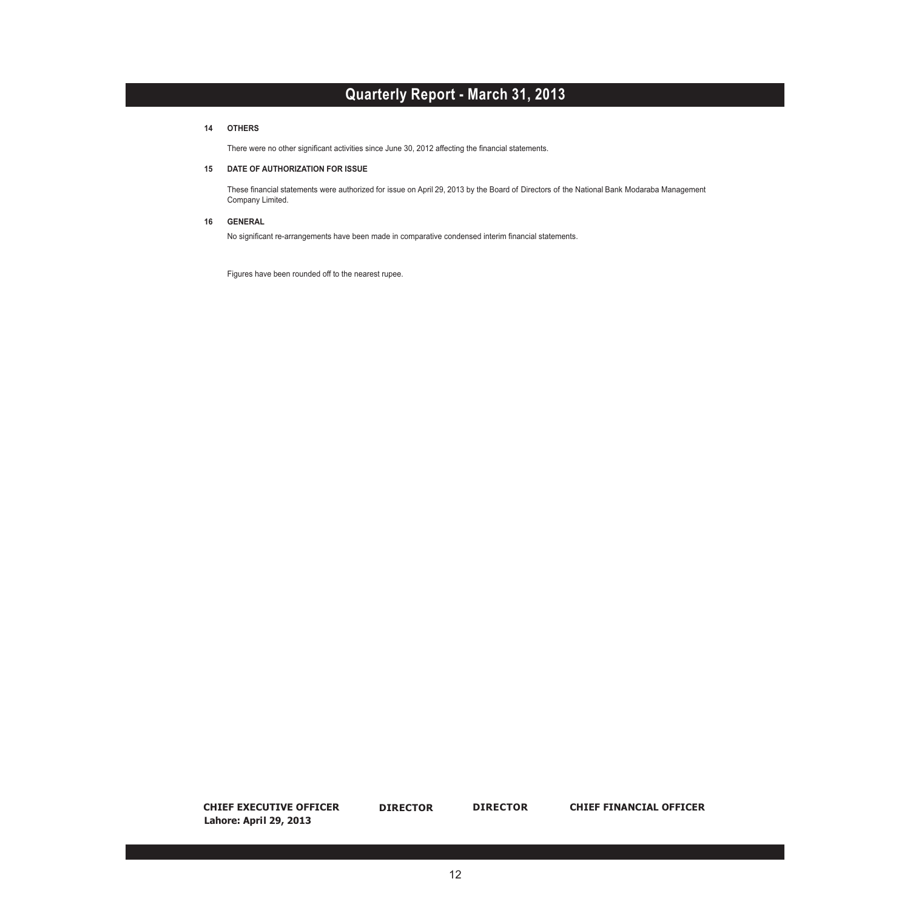## 14 OTHERS

There were no other significant activities since June 30, 2012 affecting the financial statements.

## 15 DATE OF AUTHORIZATION FOR ISSUE

These financial statements were authorized for issue on April 29, 2013 by the Board of Directors of the National Bank Modaraba Management Company Limited.

## 16 GENERAL

No significant re-arrangements have been made in comparative condensed interim financial statements.

Figures have been rounded off to the nearest rupee.

**CHIEF EXECUTIVE OFFICER** **DIRECTOR** **DIRECTOR** **CHIEF FINANCIAL OFFICER**

**Lahore: April 29, 2013**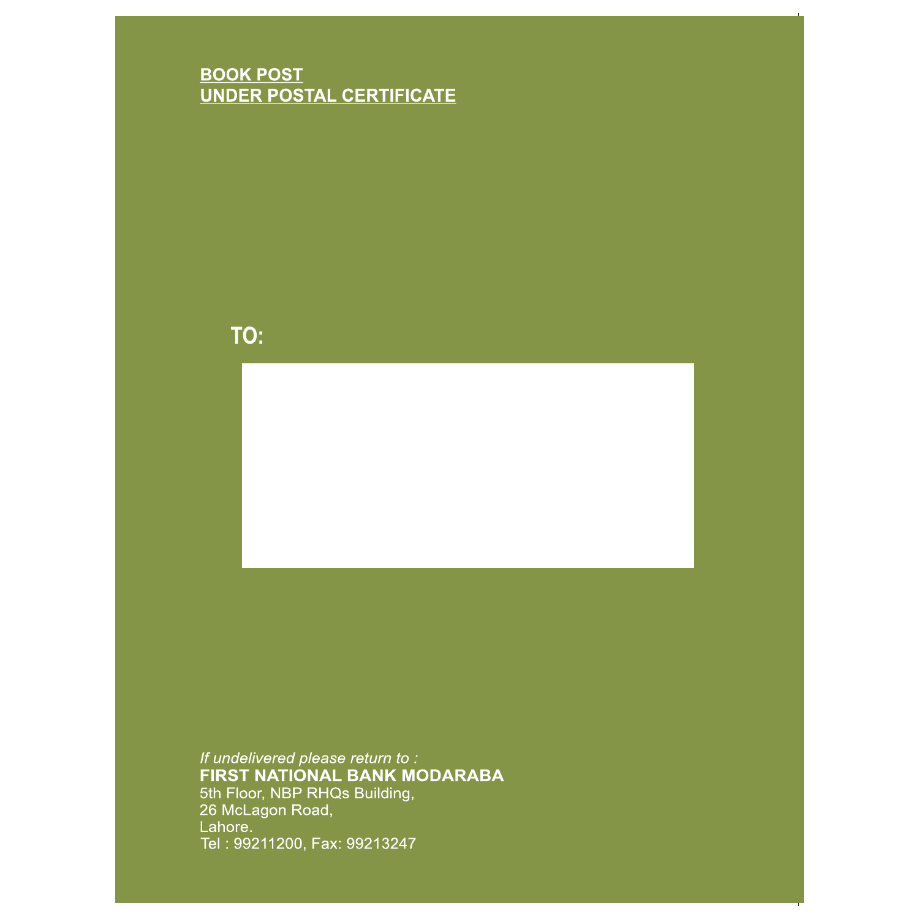**BOOK POST**
**UNDER POSTAL CERTIFICATE**

**TO:**

*If undelivered please return to :*

**FIRST NATIONAL BANK MODARABA**

5th Floor, NBP RHQs Building,
26 McLagon Road,
Lahore.
Tel : 99211200, Fax: 99213247